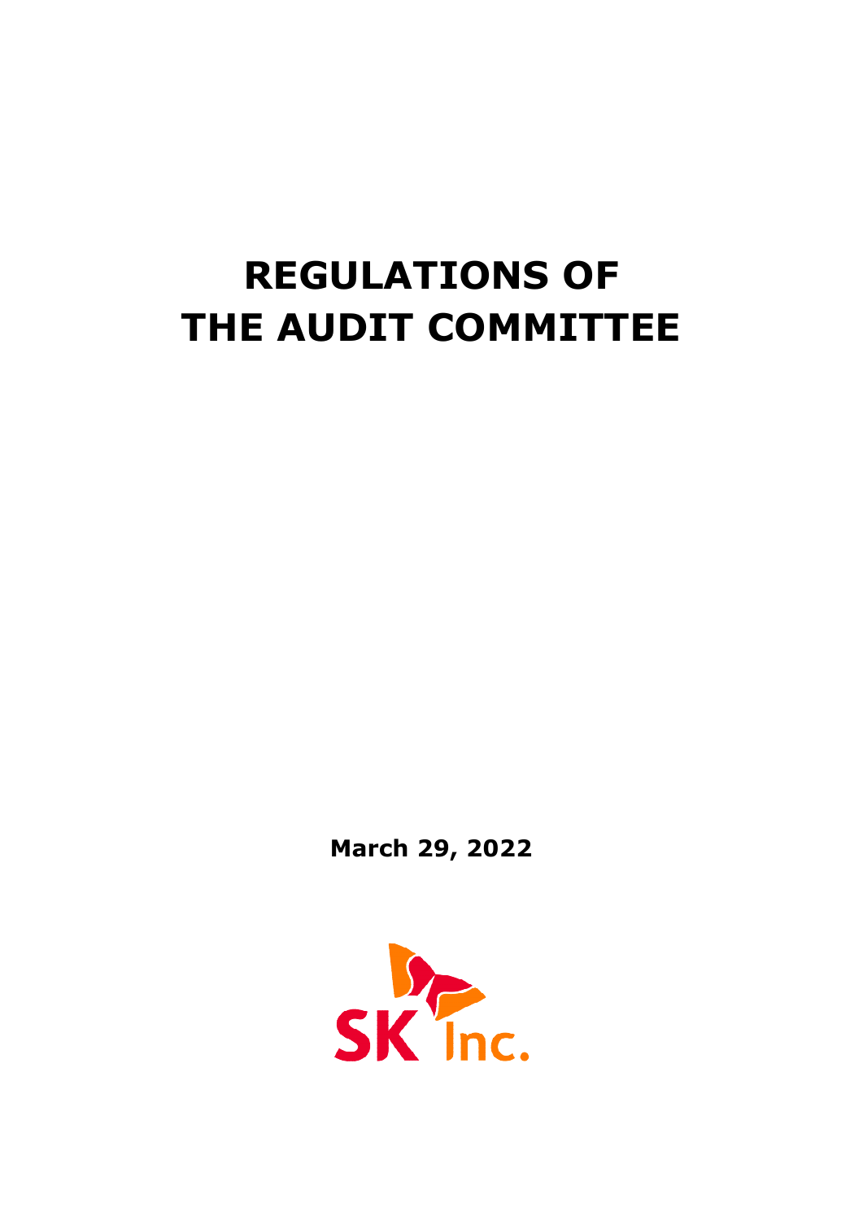# REGULATIONS OF THE AUDIT COMMITTEE

**March 29, 2022**

SK Inc.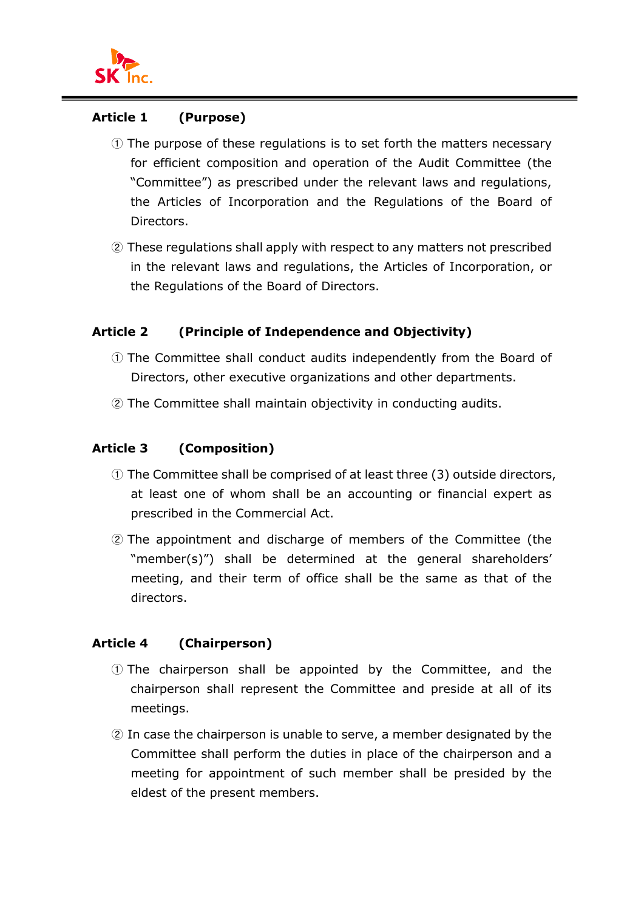## Article 1 (Purpose)

① The purpose of these regulations is to set forth the matters necessary for efficient composition and operation of the Audit Committee (the "Committee") as prescribed under the relevant laws and regulations, the Articles of Incorporation and the Regulations of the Board of Directors.

② These regulations shall apply with respect to any matters not prescribed in the relevant laws and regulations, the Articles of Incorporation, or the Regulations of the Board of Directors.

## Article 2 (Principle of Independence and Objectivity)

① The Committee shall conduct audits independently from the Board of Directors, other executive organizations and other departments.

② The Committee shall maintain objectivity in conducting audits.

## Article 3 (Composition)

① The Committee shall be comprised of at least three (3) outside directors, at least one of whom shall be an accounting or financial expert as prescribed in the Commercial Act.

② The appointment and discharge of members of the Committee (the "member(s)") shall be determined at the general shareholders' meeting, and their term of office shall be the same as that of the directors.

## Article 4 (Chairperson)

① The chairperson shall be appointed by the Committee, and the chairperson shall represent the Committee and preside at all of its meetings.

② In case the chairperson is unable to serve, a member designated by the Committee shall perform the duties in place of the chairperson and a meeting for appointment of such member shall be presided by the eldest of the present members.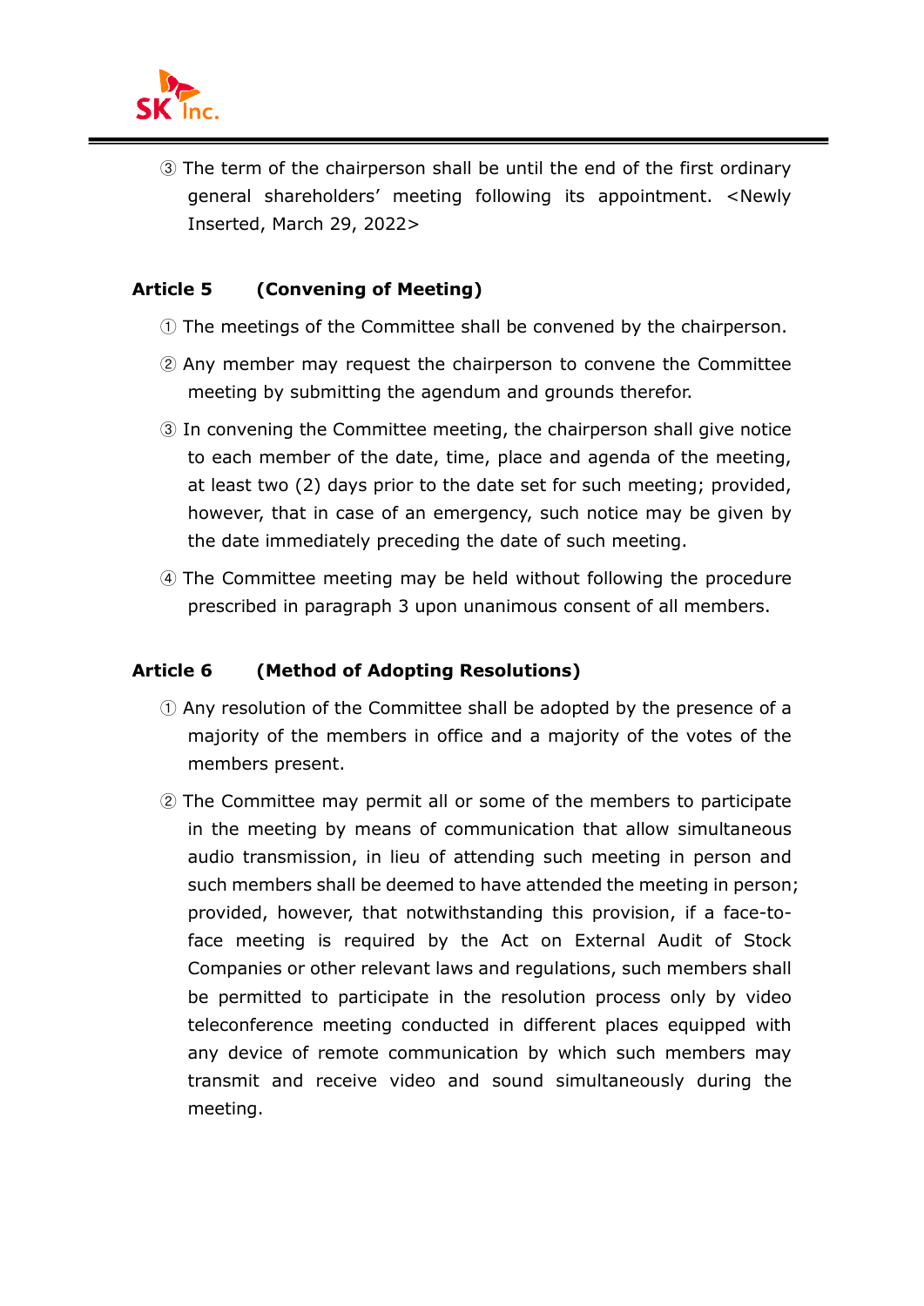③ The term of the chairperson shall be until the end of the first ordinary general shareholders' meeting following its appointment. <Newly Inserted, March 29, 2022>

**Article 5 (Convening of Meeting)**

① The meetings of the Committee shall be convened by the chairperson.

② Any member may request the chairperson to convene the Committee meeting by submitting the agendum and grounds therefor.

③ In convening the Committee meeting, the chairperson shall give notice to each member of the date, time, place and agenda of the meeting, at least two (2) days prior to the date set for such meeting; provided, however, that in case of an emergency, such notice may be given by the date immediately preceding the date of such meeting.

④ The Committee meeting may be held without following the procedure prescribed in paragraph 3 upon unanimous consent of all members.

**Article 6 (Method of Adopting Resolutions)**

① Any resolution of the Committee shall be adopted by the presence of a majority of the members in office and a majority of the votes of the members present.

② The Committee may permit all or some of the members to participate in the meeting by means of communication that allow simultaneous audio transmission, in lieu of attending such meeting in person and such members shall be deemed to have attended the meeting in person; provided, however, that notwithstanding this provision, if a face-to-face meeting is required by the Act on External Audit of Stock Companies or other relevant laws and regulations, such members shall be permitted to participate in the resolution process only by video teleconference meeting conducted in different places equipped with any device of remote communication by which such members may transmit and receive video and sound simultaneously during the meeting.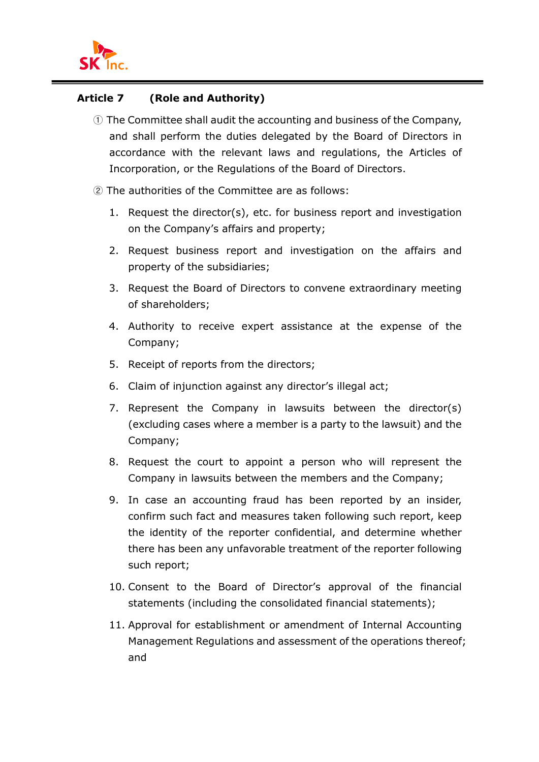### Article 7 (Role and Authority)

① The Committee shall audit the accounting and business of the Company, and shall perform the duties delegated by the Board of Directors in accordance with the relevant laws and regulations, the Articles of Incorporation, or the Regulations of the Board of Directors.

② The authorities of the Committee are as follows:

1. Request the director(s), etc. for business report and investigation on the Company's affairs and property;
2. Request business report and investigation on the affairs and property of the subsidiaries;
3. Request the Board of Directors to convene extraordinary meeting of shareholders;
4. Authority to receive expert assistance at the expense of the Company;
5. Receipt of reports from the directors;
6. Claim of injunction against any director's illegal act;
7. Represent the Company in lawsuits between the director(s) (excluding cases where a member is a party to the lawsuit) and the Company;
8. Request the court to appoint a person who will represent the Company in lawsuits between the members and the Company;
9. In case an accounting fraud has been reported by an insider, confirm such fact and measures taken following such report, keep the identity of the reporter confidential, and determine whether there has been any unfavorable treatment of the reporter following such report;
10. Consent to the Board of Director's approval of the financial statements (including the consolidated financial statements);
11. Approval for establishment or amendment of Internal Accounting Management Regulations and assessment of the operations thereof; and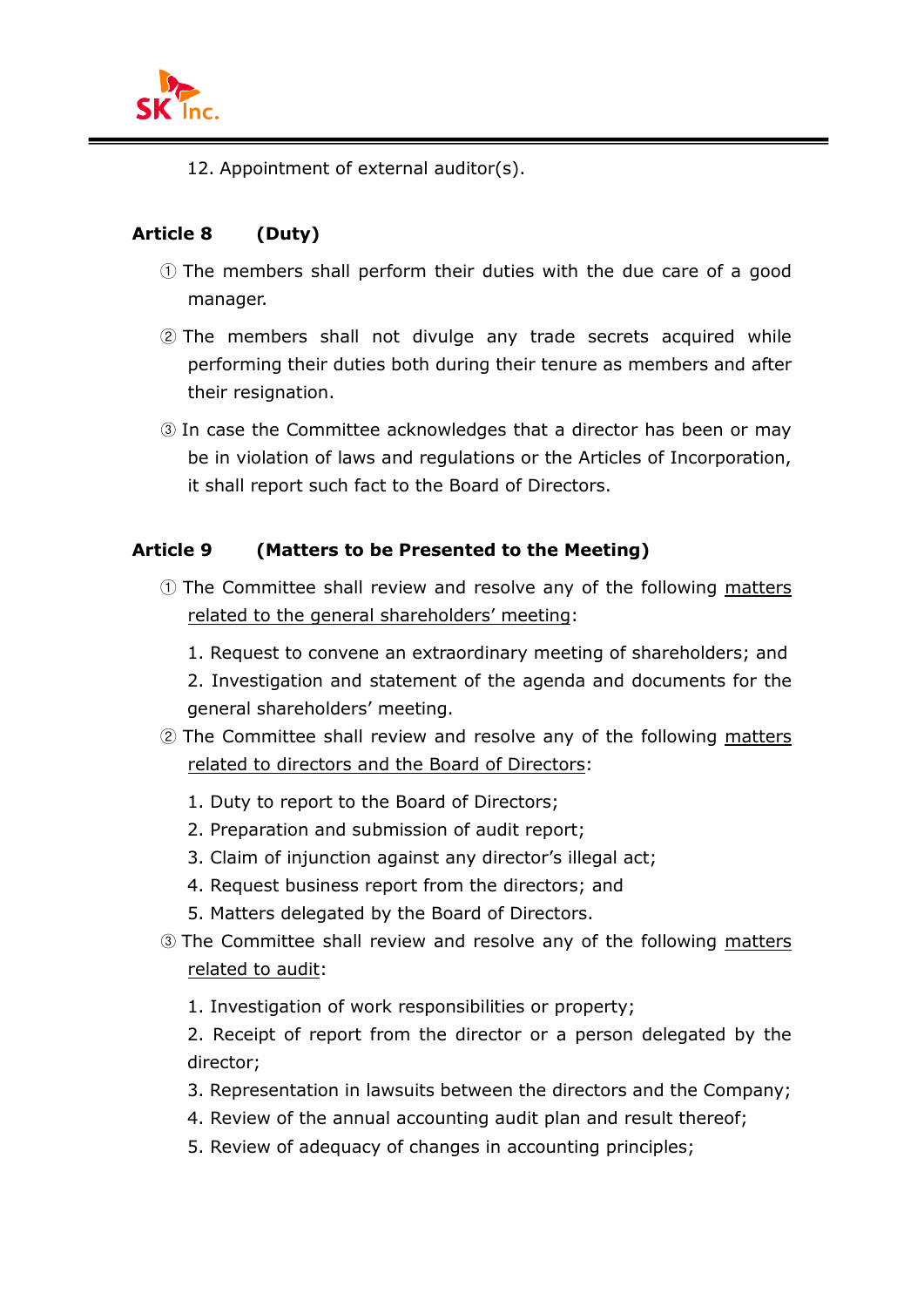12. Appointment of external auditor(s).

**Article 8 (Duty)**

① The members shall perform their duties with the due care of a good manager.

② The members shall not divulge any trade secrets acquired while performing their duties both during their tenure as members and after their resignation.

③ In case the Committee acknowledges that a director has been or may be in violation of laws and regulations or the Articles of Incorporation, it shall report such fact to the Board of Directors.

**Article 9 (Matters to be Presented to the Meeting)**

① The Committee shall review and resolve any of the following <u>matters related to the general shareholders' meeting</u>:

1. Request to convene an extraordinary meeting of shareholders; and
2. Investigation and statement of the agenda and documents for the general shareholders' meeting.

② The Committee shall review and resolve any of the following <u>matters related to directors and the Board of Directors</u>:

1. Duty to report to the Board of Directors;
2. Preparation and submission of audit report;
3. Claim of injunction against any director's illegal act;
4. Request business report from the directors; and
5. Matters delegated by the Board of Directors.

③ The Committee shall review and resolve any of the following <u>matters related to audit</u>:

1. Investigation of work responsibilities or property;
2. Receipt of report from the director or a person delegated by the director;
3. Representation in lawsuits between the directors and the Company;
4. Review of the annual accounting audit plan and result thereof;
5. Review of adequacy of changes in accounting principles;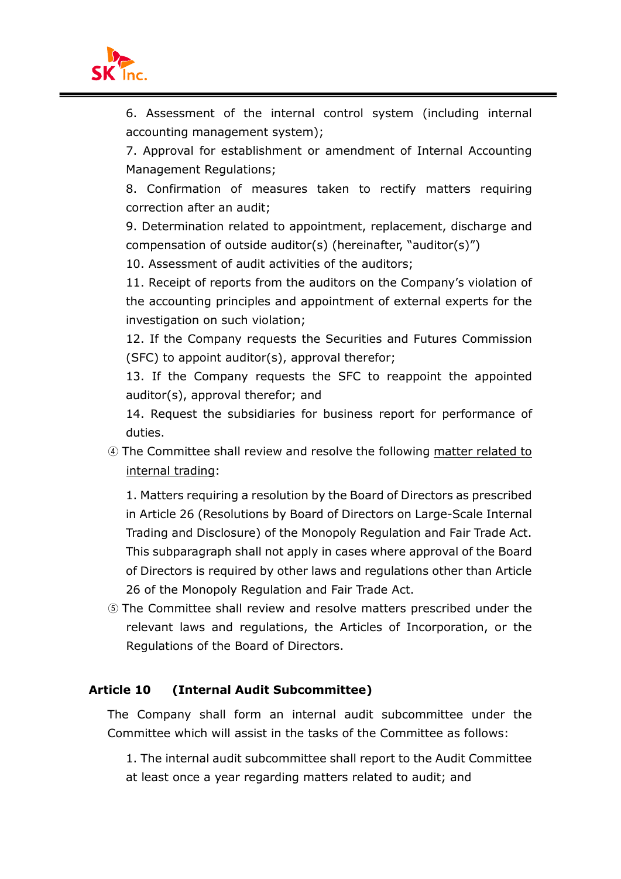6. Assessment of the internal control system (including internal accounting management system);

7. Approval for establishment or amendment of Internal Accounting Management Regulations;

8. Confirmation of measures taken to rectify matters requiring correction after an audit;

9. Determination related to appointment, replacement, discharge and compensation of outside auditor(s) (hereinafter, "auditor(s)")

10. Assessment of audit activities of the auditors;

11. Receipt of reports from the auditors on the Company's violation of the accounting principles and appointment of external experts for the investigation on such violation;

12. If the Company requests the Securities and Futures Commission (SFC) to appoint auditor(s), approval therefor;

13. If the Company requests the SFC to reappoint the appointed auditor(s), approval therefor; and

14. Request the subsidiaries for business report for performance of duties.

④ The Committee shall review and resolve the following <u>matter related to internal trading</u>:

1. Matters requiring a resolution by the Board of Directors as prescribed in Article 26 (Resolutions by Board of Directors on Large-Scale Internal Trading and Disclosure) of the Monopoly Regulation and Fair Trade Act. This subparagraph shall not apply in cases where approval of the Board of Directors is required by other laws and regulations other than Article 26 of the Monopoly Regulation and Fair Trade Act.

⑤ The Committee shall review and resolve matters prescribed under the relevant laws and regulations, the Articles of Incorporation, or the Regulations of the Board of Directors.

**Article 10 (Internal Audit Subcommittee)**

The Company shall form an internal audit subcommittee under the Committee which will assist in the tasks of the Committee as follows:

1. The internal audit subcommittee shall report to the Audit Committee at least once a year regarding matters related to audit; and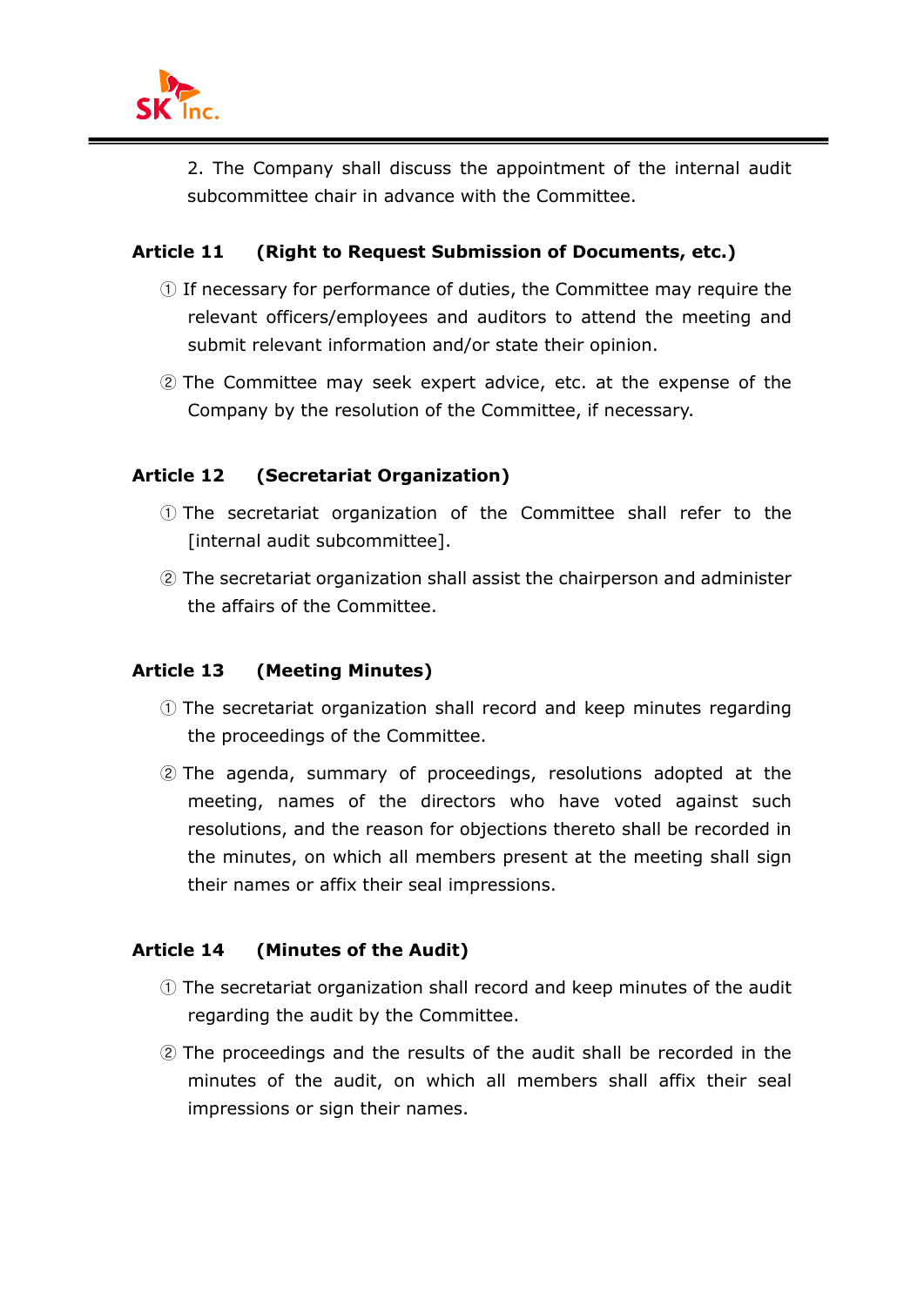2. The Company shall discuss the appointment of the internal audit subcommittee chair in advance with the Committee.

### Article 11 (Right to Request Submission of Documents, etc.)

① If necessary for performance of duties, the Committee may require the relevant officers/employees and auditors to attend the meeting and submit relevant information and/or state their opinion.

② The Committee may seek expert advice, etc. at the expense of the Company by the resolution of the Committee, if necessary.

### Article 12 (Secretariat Organization)

① The secretariat organization of the Committee shall refer to the [internal audit subcommittee].

② The secretariat organization shall assist the chairperson and administer the affairs of the Committee.

### Article 13 (Meeting Minutes)

① The secretariat organization shall record and keep minutes regarding the proceedings of the Committee.

② The agenda, summary of proceedings, resolutions adopted at the meeting, names of the directors who have voted against such resolutions, and the reason for objections thereto shall be recorded in the minutes, on which all members present at the meeting shall sign their names or affix their seal impressions.

### Article 14 (Minutes of the Audit)

① The secretariat organization shall record and keep minutes of the audit regarding the audit by the Committee.

② The proceedings and the results of the audit shall be recorded in the minutes of the audit, on which all members shall affix their seal impressions or sign their names.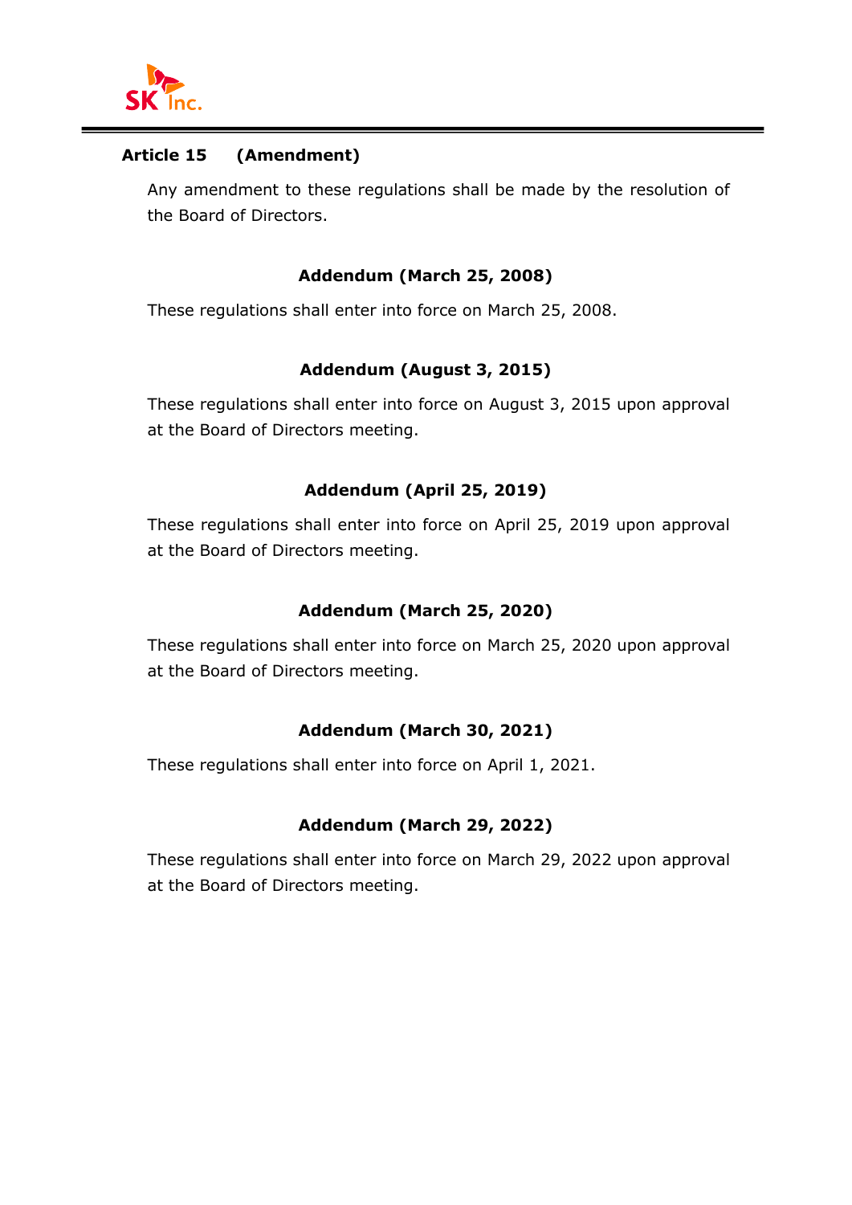**Article 15 (Amendment)**

Any amendment to these regulations shall be made by the resolution of the Board of Directors.

**Addendum (March 25, 2008)**

These regulations shall enter into force on March 25, 2008.

**Addendum (August 3, 2015)**

These regulations shall enter into force on August 3, 2015 upon approval at the Board of Directors meeting.

**Addendum (April 25, 2019)**

These regulations shall enter into force on April 25, 2019 upon approval at the Board of Directors meeting.

**Addendum (March 25, 2020)**

These regulations shall enter into force on March 25, 2020 upon approval at the Board of Directors meeting.

**Addendum (March 30, 2021)**

These regulations shall enter into force on April 1, 2021.

**Addendum (March 29, 2022)**

These regulations shall enter into force on March 29, 2022 upon approval at the Board of Directors meeting.